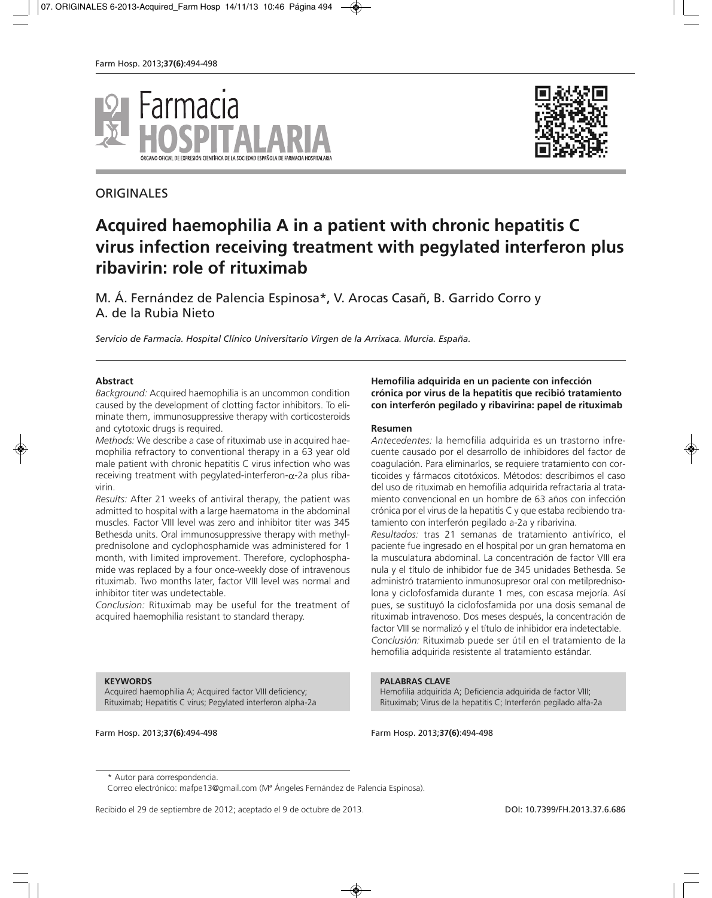## ORIGINALES

# Acquired haemophilia A in a patient with chronic hepatitis C virus infection receiving treatment with pegylated interferon plus ribavirin: role of rituximab

M. Á. Fernández de Palencia Espinosa*, V. Arocas Casañ, B. Garrido Corro y A. de la Rubia Nieto

*Servicio de Farmacia. Hospital Clínico Universitario Virgen de la Arrixaca. Murcia. España.*

### Abstract

*Background:* Acquired haemophilia is an uncommon condition caused by the development of clotting factor inhibitors. To eliminate them, immunosuppressive therapy with corticosteroids and cytotoxic drugs is required.

*Methods:* We describe a case of rituximab use in acquired haemophilia refractory to conventional therapy in a 63 year old male patient with chronic hepatitis C virus infection who was receiving treatment with pegylated-interferon-$\alpha$-2a plus ribavirin.

*Results:* After 21 weeks of antiviral therapy, the patient was admitted to hospital with a large haematoma in the abdominal muscles. Factor VIII level was zero and inhibitor titer was 345 Bethesda units. Oral immunosuppressive therapy with methylprednisolone and cyclophosphamide was administered for 1 month, with limited improvement. Therefore, cyclophosphamide was replaced by a four once-weekly dose of intravenous rituximab. Two months later, factor VIII level was normal and inhibitor titer was undetectable.

*Conclusion:* Rituximab may be useful for the treatment of acquired haemophilia resistant to standard therapy.

**KEYWORDS**
Acquired haemophilia A; Acquired factor VIII deficiency; Rituximab; Hepatitis C virus; Pegylated interferon alpha-2a

### Hemofilia adquirida en un paciente con infección crónica por virus de la hepatitis que recibió tratamiento con interferón pegilado y ribavirina: papel de rituximab

### Resumen

*Antecedentes:* la hemofilia adquirida es un trastorno infrecuente causado por el desarrollo de inhibidores del factor de coagulación. Para eliminarlos, se requiere tratamiento con corticoides y fármacos citotóxicos. *Métodos:* describimos el caso del uso de rituximab en hemofilia adquirida refractaria al tratamiento convencional en un hombre de 63 años con infección crónica por el virus de la hepatitis C y que estaba recibiendo tratamiento con interferón pegilado a-2a y ribarivina.

*Resultados:* tras 21 semanas de tratamiento antivírico, el paciente fue ingresado en el hospital por un gran hematoma en la musculatura abdominal. La concentración de factor VIII era nula y el título de inhibidor fue de 345 unidades Bethesda. Se administró tratamiento inmunosupresor oral con metilprednisolona y ciclofosfamida durante 1 mes, con escasa mejoría. Así pues, se sustituyó la ciclofosfamida por una dosis semanal de rituximab intravenoso. Dos meses después, la concentración de factor VIII se normalizó y el título de inhibidor era indetectable.

*Conclusión:* Rituximab puede ser útil en el tratamiento de la hemofilia adquirida resistente al tratamiento estándar.

**PALABRAS CLAVE**
Hemofilia adquirida A; Deficiencia adquirida de factor VIII; Rituximab; Virus de la hepatitis C; Interferón pegilado alfa-2a

\* Autor para correspondencia.
Correo electrónico: mafpe13@gmail.com (Mª Ángeles Fernández de Palencia Espinosa).

Recibido el 29 de septiembre de 2012; aceptado el 9 de octubre de 2013.

DOI: 10.7399/FH.2013.37.6.686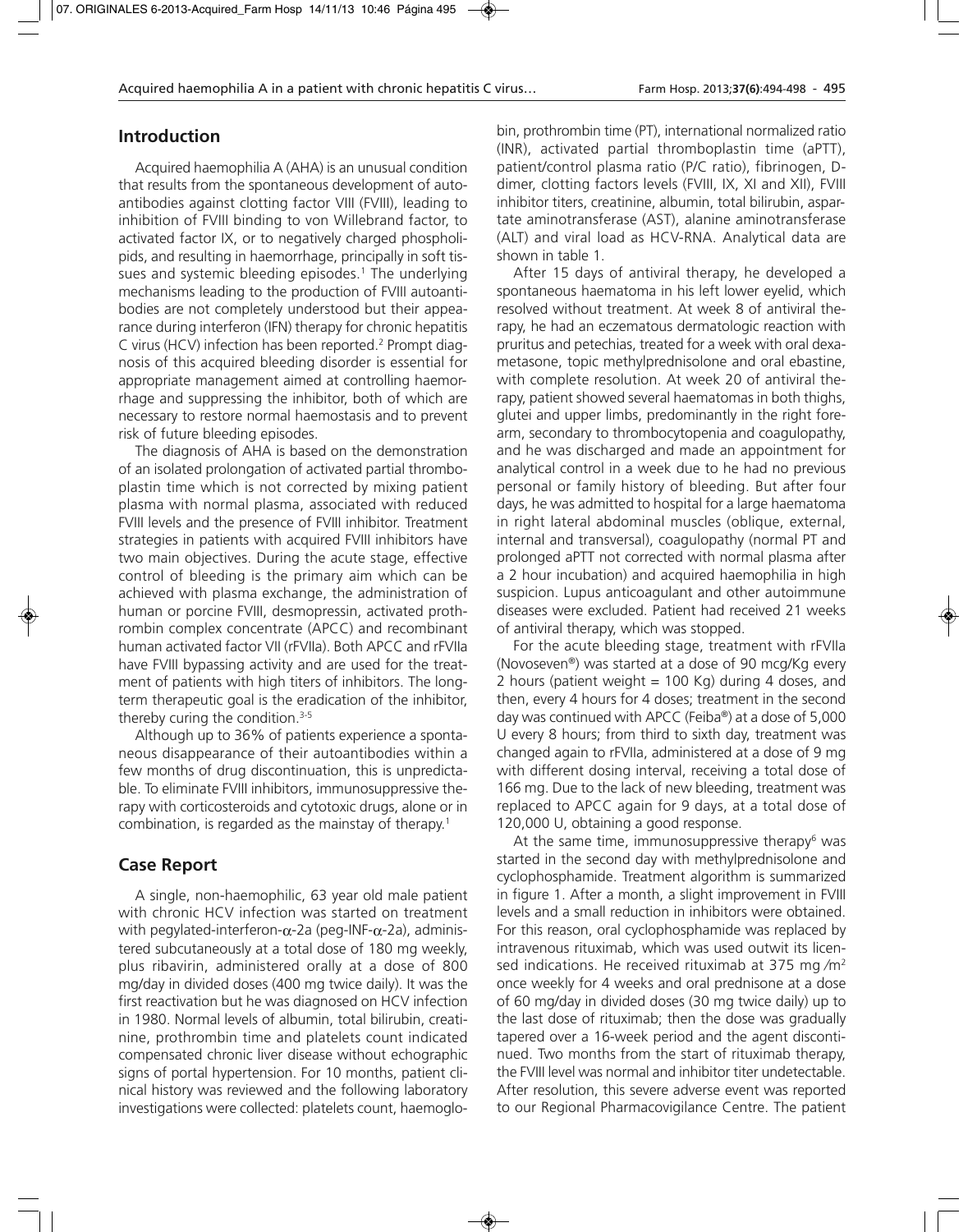## Introduction

Acquired haemophilia A (AHA) is an unusual condition that results from the spontaneous development of autoantibodies against clotting factor VIII (FVIII), leading to inhibition of FVIII binding to von Willebrand factor, to activated factor IX, or to negatively charged phospholipids, and resulting in haemorrhage, principally in soft tissues and systemic bleeding episodes.[1] The underlying mechanisms leading to the production of FVIII autoantibodies are not completely understood but their appearance during interferon (IFN) therapy for chronic hepatitis C virus (HCV) infection has been reported.[2] Prompt diagnosis of this acquired bleeding disorder is essential for appropriate management aimed at controlling haemorrhage and suppressing the inhibitor, both of which are necessary to restore normal haemostasis and to prevent risk of future bleeding episodes.

The diagnosis of AHA is based on the demonstration of an isolated prolongation of activated partial thromboplastin time which is not corrected by mixing patient plasma with normal plasma, associated with reduced FVIII levels and the presence of FVIII inhibitor. Treatment strategies in patients with acquired FVIII inhibitors have two main objectives. During the acute stage, effective control of bleeding is the primary aim which can be achieved with plasma exchange, the administration of human or porcine FVIII, desmopressin, activated prothrombin complex concentrate (APCC) and recombinant human activated factor VII (rFVIIa). Both APCC and rFVIIa have FVIII bypassing activity and are used for the treatment of patients with high titers of inhibitors. The long-term therapeutic goal is the eradication of the inhibitor, thereby curing the condition.[3-5]

Although up to 36% of patients experience a spontaneous disappearance of their autoantibodies within a few months of drug discontinuation, this is unpredictable. To eliminate FVIII inhibitors, immunosuppressive therapy with corticosteroids and cytotoxic drugs, alone or in combination, is regarded as the mainstay of therapy.[1]

## Case Report

A single, non-haemophilic, 63 year old male patient with chronic HCV infection was started on treatment with pegylated-interferon-$\alpha$-2a (peg-INF-$\alpha$-2a), administered subcutaneously at a total dose of 180 mg weekly, plus ribavirin, administered orally at a dose of 800 mg/day in divided doses (400 mg twice daily). It was the first reactivation but he was diagnosed on HCV infection in 1980. Normal levels of albumin, total bilirubin, creatinine, prothrombin time and platelets count indicated compensated chronic liver disease without echographic signs of portal hypertension. For 10 months, patient clinical history was reviewed and the following laboratory investigations were collected: platelets count, haemoglobin, prothrombin time (PT), international normalized ratio (INR), activated partial thromboplastin time (aPTT), patient/control plasma ratio (P/C ratio), fibrinogen, D-dimer, clotting factors levels (FVIII, IX, XI and XII), FVIII inhibitor titers, creatinine, albumin, total bilirubin, aspartate aminotransferase (AST), alanine aminotransferase (ALT) and viral load as HCV-RNA. Analytical data are shown in table 1.

After 15 days of antiviral therapy, he developed a spontaneous haematoma in his left lower eyelid, which resolved without treatment. At week 8 of antiviral therapy, he had an eczematous dermatologic reaction with pruritus and petechias, treated for a week with oral dexametasone, topic methylprednisolone and oral ebastine, with complete resolution. At week 20 of antiviral therapy, patient showed several haematomas in both thighs, glutei and upper limbs, predominantly in the right forearm, secondary to thrombocytopenia and coagulopathy, and he was discharged and made an appointment for analytical control in a week due to he had no previous personal or family history of bleeding. But after four days, he was admitted to hospital for a large haematoma in right lateral abdominal muscles (oblique, external, internal and transversal), coagulopathy (normal PT and prolonged aPTT not corrected with normal plasma after a 2 hour incubation) and acquired haemophilia in high suspicion. Lupus anticoagulant and other autoimmune diseases were excluded. Patient had received 21 weeks of antiviral therapy, which was stopped.

For the acute bleeding stage, treatment with rFVIIa (Novoseven®) was started at a dose of 90 mcg/Kg every 2 hours (patient weight = 100 Kg) during 4 doses, and then, every 4 hours for 4 doses; treatment in the second day was continued with APCC (Feiba®) at a dose of 5,000 U every 8 hours; from third to sixth day, treatment was changed again to rFVIIa, administered at a dose of 9 mg with different dosing interval, receiving a total dose of 166 mg. Due to the lack of new bleeding, treatment was replaced to APCC again for 9 days, at a total dose of 120,000 U, obtaining a good response.

At the same time, immunosuppressive therapy[6] was started in the second day with methylprednisolone and cyclophosphamide. Treatment algorithm is summarized in figure 1. After a month, a slight improvement in FVIII levels and a small reduction in inhibitors were obtained. For this reason, oral cyclophosphamide was replaced by intravenous rituximab, which was used outwit its licensed indications. He received rituximab at 375 mg /m$^2$ once weekly for 4 weeks and oral prednisone at a dose of 60 mg/day in divided doses (30 mg twice daily) up to the last dose of rituximab; then the dose was gradually tapered over a 16-week period and the agent discontinued. Two months from the start of rituximab therapy, the FVIII level was normal and inhibitor titer undetectable. After resolution, this severe adverse event was reported to our Regional Pharmacovigilance Centre. The patient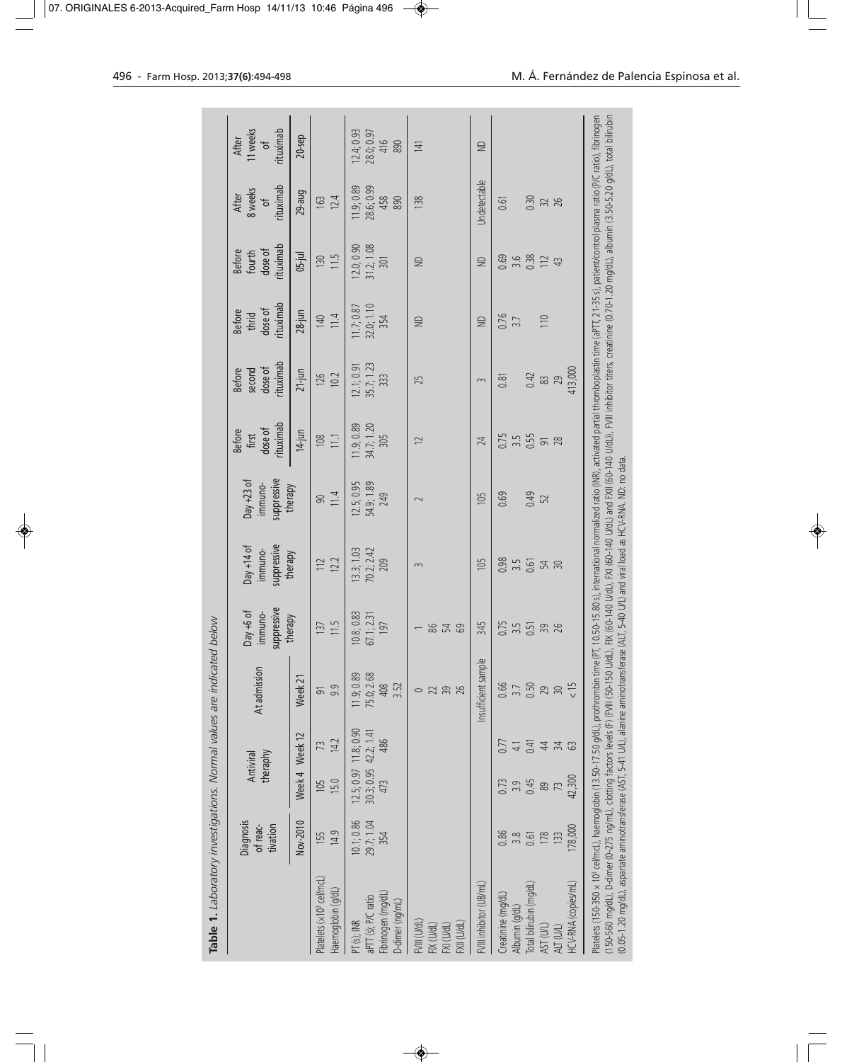**Table 1.** *Laboratory investigations. Normal values are indicated below*

| | Diagnosis of reactivation | Antiviral theraphy | | At admission | Day +6 of immuno-suppressive therapy | Day +14 of immuno-suppressive therapy | Day +23 of immuno-suppressive therapy | Before first dose of rituximab | Before second dose of rituximab | Before thrid dose of rituximab | Before fourth dose of rituximab | After 8 weeks of rituximab | After 11 weeks of rituximab |
|---|---|---|---|---|---|---|---|---|---|---|---|---|---|
| | Nov-2010 | Week 4 | Week 12 | Week 21 | | | | 14-jun | 21-jun | 28-jun | 05-jul | 29-aug | 20-sep |
| Platelets (x10[3] cel/mcL) | 155 | 105 | 73 | 91 | 137 | 112 | 90 | 108 | 126 | 140 | 130 | 163 | |
| Haemoglobin (g/dL) | 14.9 | 15.0 | 14.2 | 9.9 | 11.5 | 12.2 | 11.4 | 11.1 | 10.2 | 11.4 | 11.5 | 12.4 | |
| PT (s); INR | 10.1; 0.86 | 12.5; 0.97 | 11.8; 0.90 | 11.9; 0.89 | 10.8; 0.83 | 13.3; 1.03 | 12.5; 0.95 | 11.9; 0.89 | 12.1; 0.91 | 11.7; 0.87 | 12.0; 0.90 | 11.9; 0.89 | 12.4; 0.93 |
| aPTT (s); P/C ratio | 29.7; 1.04 | 30.3; 0.95 | 42.2; 1.41 | 75.0; 2.68 | 67.1; 2.31 | 70.2; 2.42 | 54.9; 1.89 | 34.7; 1.20 | 35.7; 1.23 | 32.0; 1.10 | 31.2; 1.08 | 28.6; 0.99 | 28.0; 0.97 |
| Fibrinogen (mg/dL) | 354 | 473 | 486 | 408 | 197 | 209 | 249 | 305 | 333 | 354 | 301 | 458 | 416 |
| D-dimer (ng/mL) | | | | 3.52 | | | | | | | | 890 | 890 |
| FVIII (U/dL) | | | | 0 | 1 | 3 | 2 | 12 | 25 | ND | ND | 138 | 141 |
| FIX (U/dL) | | | | 22 | 86 | | | | | | | | |
| FXI (U/dL) | | | | 39 | 54 | | | | | | | | |
| FXII (U/dL) | | | | 26 | 69 | | | | | | | | |
| FVIII inhibitor (UB/mL) | | | | Insufficient sample | 345 | 105 | 105 | 24 | 3 | ND | ND | Undetectable | ND |
| Creatinine (mg/dL) | 0.86 | 0.73 | 0.77 | 0.66 | 0.75 | 0.98 | 0.69 | 0.75 | 0.81 | 0.76 | 0.69 | 0.61 | |
| Albumin (g/dL) | 3.8 | 3.9 | 4.1 | 3.7 | 3.5 | 3.5 | | 3.5 | | 3.7 | 3.6 | | |
| Total bilirubin (mg/dL) | 0.61 | 0.45 | 0.41 | 0.50 | 0.51 | 0.61 | 0.49 | 0.55 | 0.42 | | 0.38 | 0.30 | |
| AST (U/L) | 178 | 89 | 44 | 29 | 39 | 54 | 52 | 91 | 83 | 110 | 112 | 32 | |
| ALT (U/L) | 133 | 73 | 34 | 30 | 26 | 30 | | 28 | 29 | | 43 | 26 | |
| HCV-RNA (copies/mL) | 178,000 | 42,300 | 63 | < 15 | | | | | 413,000 | | | | |

Platelets (150-350 x 10[3] cel/mcL), haemoglobin (13.50-17.50 g/dL), prothrombin time (PT, 10.50-15.80 s), international normalized ratio (INR), activated partial thromboplastin time (aPTT, 21-35 s), patient/control plasma ratio (P/C ratio), fibrinogen (150-560 mg/dL), D-dimer (0-275 ng/mL), clotting factors levels (F) (FVIII (50-150 U/dL), FIX (60-140 U/dL), FXI (60-140 U/dL) and FXII (60-140 U/dL)), FVIII inhibitor titers, creatinine (0.70-1.20 mg/dL), albumin (3.50-5.20 g/dL), total bilirubin (0.05-1.20 mg/dL), aspartate aminotransferase (AST, 5-41 U/L), alanine aminotransferase (ALT, 5-40 U/L) and viral load as HCV-RNA. ND: no data.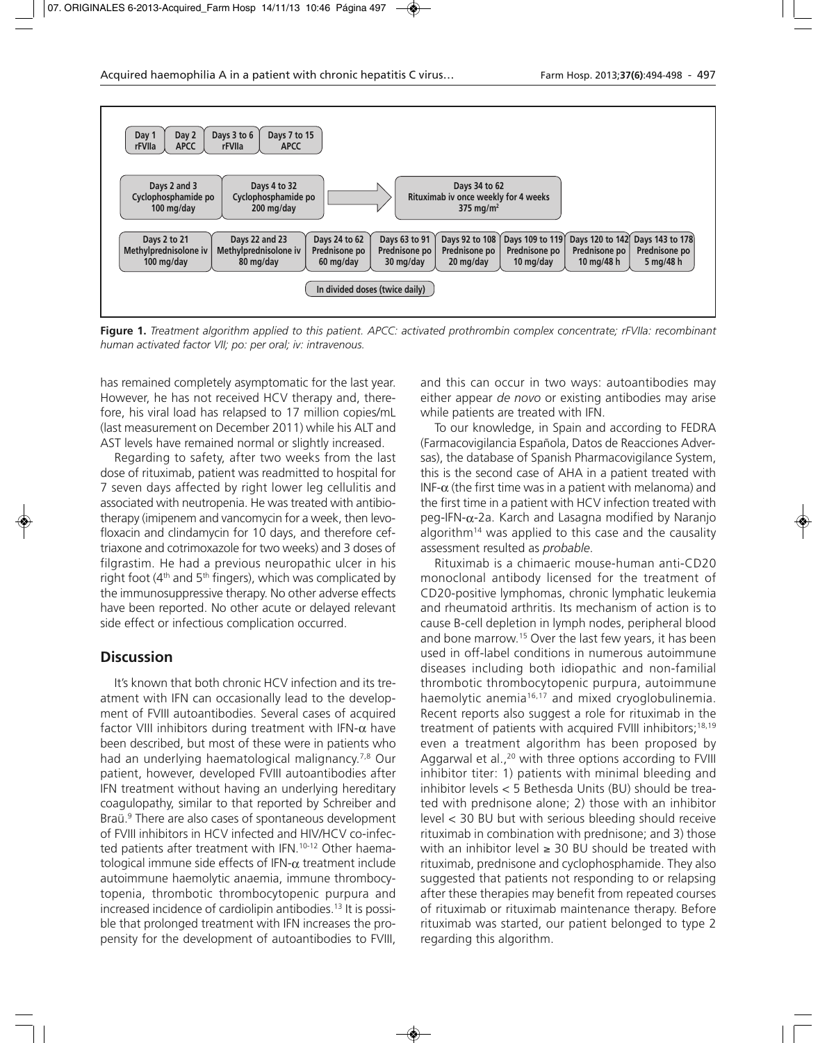Day 1 rFVIIa | Day 2 APCC | Days 3 to 6 rFVIIa | Days 7 to 15 APCC

Days 2 and 3 Cyclophosphamide po 100 mg/day | Days 4 to 32 Cyclophosphamide po 200 mg/day → Days 34 to 62 Rituximab iv once weekly for 4 weeks 375 mg/m²

Days 2 to 21 Methylprednisolone iv 100 mg/day | Days 22 and 23 Methylprednisolone iv 80 mg/day | Days 24 to 62 Prednisone po 60 mg/day | Days 63 to 91 Prednisone po 30 mg/day | Days 92 to 108 Prednisone po 20 mg/day | Days 109 to 119 Prednisone po 10 mg/day | Days 120 to 142 Prednisone po 10 mg/48 h | Days 143 to 178 Prednisone po 5 mg/48 h

In divided doses (twice daily)

**Figure 1.** *Treatment algorithm applied to this patient. APCC: activated prothrombin complex concentrate; rFVIIa: recombinant human activated factor VII; po: per oral; iv: intravenous.*

has remained completely asymptomatic for the last year. However, he has not received HCV therapy and, therefore, his viral load has relapsed to 17 million copies/mL (last measurement on December 2011) while his ALT and AST levels have remained normal or slightly increased.

Regarding to safety, after two weeks from the last dose of rituximab, patient was readmitted to hospital for 7 seven days affected by right lower leg cellulitis and associated with neutropenia. He was treated with antibiotherapy (imipenem and vancomycin for a week, then levofloxacin and clindamycin for 10 days, and therefore ceftriaxone and cotrimoxazole for two weeks) and 3 doses of filgrastim. He had a previous neuropathic ulcer in his right foot (4th and 5th fingers), which was complicated by the immunosuppressive therapy. No other adverse effects have been reported. No other acute or delayed relevant side effect or infectious complication occurred.

## Discussion

It's known that both chronic HCV infection and its treatment with IFN can occasionally lead to the development of FVIII autoantibodies. Several cases of acquired factor VIII inhibitors during treatment with IFN-$\alpha$ have been described, but most of these were in patients who had an underlying haematological malignancy.[7,8] Our patient, however, developed FVIII autoantibodies after IFN treatment without having an underlying hereditary coagulopathy, similar to that reported by Schreiber and Braü.[9] There are also cases of spontaneous development of FVIII inhibitors in HCV infected and HIV/HCV co-infected patients after treatment with IFN.[10-12] Other haematological immune side effects of IFN-$\alpha$ treatment include autoimmune haemolytic anaemia, immune thrombocytopenia, thrombotic thrombocytopenic purpura and increased incidence of cardiolipin antibodies.[13] It is possible that prolonged treatment with IFN increases the propensity for the development of autoantibodies to FVIII, and this can occur in two ways: autoantibodies may either appear *de novo* or existing antibodies may arise while patients are treated with IFN.

To our knowledge, in Spain and according to FEDRA (Farmacovigilancia Española, Datos de Reacciones Adversas), the database of Spanish Pharmacovigilance System, this is the second case of AHA in a patient treated with INF-$\alpha$ (the first time was in a patient with melanoma) and the first time in a patient with HCV infection treated with peg-IFN-$\alpha$-2a. Karch and Lasagna modified by Naranjo algorithm[14] was applied to this case and the causality assessment resulted as *probable*.

Rituximab is a chimaeric mouse-human anti-CD20 monoclonal antibody licensed for the treatment of CD20-positive lymphomas, chronic lymphatic leukemia and rheumatoid arthritis. Its mechanism of action is to cause B-cell depletion in lymph nodes, peripheral blood and bone marrow.[15] Over the last few years, it has been used in off-label conditions in numerous autoimmune diseases including both idiopathic and non-familial thrombotic thrombocytopenic purpura, autoimmune haemolytic anemia[16,17] and mixed cryoglobulinemia. Recent reports also suggest a role for rituximab in the treatment of patients with acquired FVIII inhibitors;[18,19] even a treatment algorithm has been proposed by Aggarwal et al.,[20] with three options according to FVIII inhibitor titer: 1) patients with minimal bleeding and inhibitor levels < 5 Bethesda Units (BU) should be treated with prednisone alone; 2) those with an inhibitor level < 30 BU but with serious bleeding should receive rituximab in combination with prednisone; and 3) those with an inhibitor level ≥ 30 BU should be treated with rituximab, prednisone and cyclophosphamide. They also suggested that patients not responding to or relapsing after these therapies may benefit from repeated courses of rituximab or rituximab maintenance therapy. Before rituximab was started, our patient belonged to type 2 regarding this algorithm.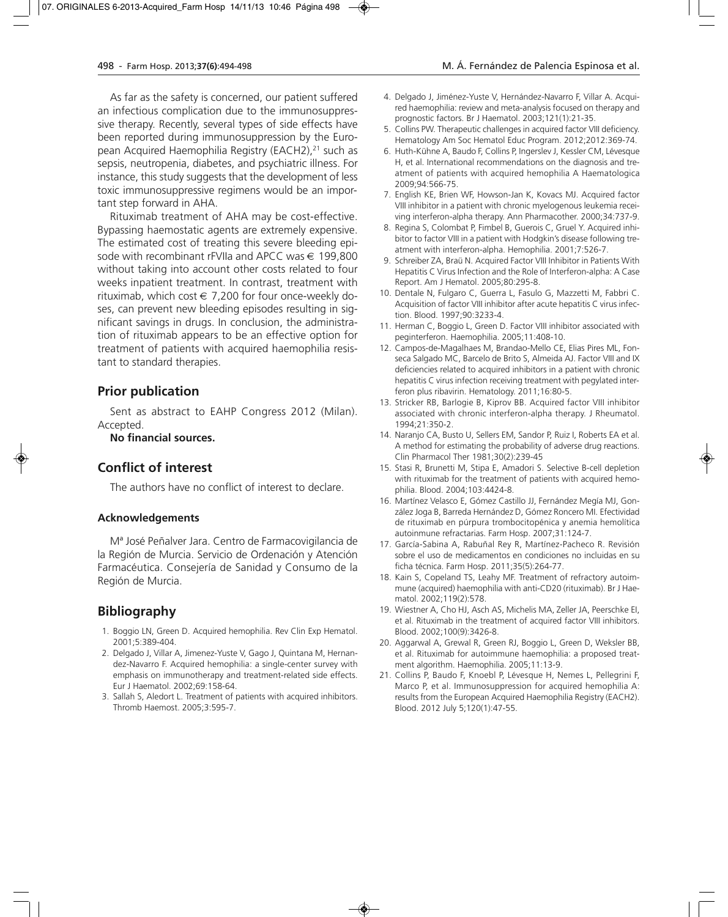As far as the safety is concerned, our patient suffered an infectious complication due to the immunosuppressive therapy. Recently, several types of side effects have been reported during immunosuppression by the European Acquired Haemophilia Registry (EACH2),[21] such as sepsis, neutropenia, diabetes, and psychiatric illness. For instance, this study suggests that the development of less toxic immunosuppressive regimens would be an important step forward in AHA.

Rituximab treatment of AHA may be cost-effective. Bypassing haemostatic agents are extremely expensive. The estimated cost of treating this severe bleeding episode with recombinant rFVIIa and APCC was € 199,800 without taking into account other costs related to four weeks inpatient treatment. In contrast, treatment with rituximab, which cost € 7,200 for four once-weekly doses, can prevent new bleeding episodes resulting in significant savings in drugs. In conclusion, the administration of rituximab appears to be an effective option for treatment of patients with acquired haemophilia resistant to standard therapies.

## Prior publication

Sent as abstract to EAHP Congress 2012 (Milan). Accepted.

**No financial sources.**

## Conflict of interest

The authors have no conflict of interest to declare.

### Acknowledgements

Mª José Peñalver Jara. Centro de Farmacovigilancia de la Región de Murcia. Servicio de Ordenación y Atención Farmacéutica. Consejería de Sanidad y Consumo de la Región de Murcia.

## Bibliography

1. Boggio LN, Green D. Acquired hemophilia. Rev Clin Exp Hematol. 2001;5:389-404.
2. Delgado J, Villar A, Jimenez-Yuste V, Gago J, Quintana M, Hernandez-Navarro F. Acquired hemophilia: a single-center survey with emphasis on immunotherapy and treatment-related side effects. Eur J Haematol. 2002;69:158-64.
3. Sallah S, Aledort L. Treatment of patients with acquired inhibitors. Thromb Haemost. 2005;3:595-7.
4. Delgado J, Jiménez-Yuste V, Hernández-Navarro F, Villar A. Acquired haemophilia: review and meta-analysis focused on therapy and prognostic factors. Br J Haematol. 2003;121(1):21-35.
5. Collins PW. Therapeutic challenges in acquired factor VIII deficiency. Hematology Am Soc Hematol Educ Program. 2012;2012:369-74.
6. Huth-Kühne A, Baudo F, Collins P, Ingerslev J, Kessler CM, Lévesque H, et al. International recommendations on the diagnosis and treatment of patients with acquired hemophilia A Haematologica 2009;94:566-75.
7. English KE, Brien WF, Howson-Jan K, Kovacs MJ. Acquired factor VIII inhibitor in a patient with chronic myelogenous leukemia receiving interferon-alpha therapy. Ann Pharmacother. 2000;34:737-9.
8. Regina S, Colombat P, Fimbel B, Guerois C, Gruel Y. Acquired inhibitor to factor VIII in a patient with Hodgkin's disease following treatment with interferon-alpha. Hemophilia. 2001;7:526-7.
9. Schreiber ZA, Braü N. Acquired Factor VIII Inhibitor in Patients With Hepatitis C Virus Infection and the Role of Interferon-alpha: A Case Report. Am J Hematol. 2005;80:295-8.
10. Dentale N, Fulgaro C, Guerra L, Fasulo G, Mazzetti M, Fabbri C. Acquisition of factor VIII inhibitor after acute hepatitis C virus infection. Blood. 1997;90:3233-4.
11. Herman C, Boggio L, Green D. Factor VIII inhibitor associated with peginterferon. Haemophilia. 2005;11:408-10.
12. Campos-de-Magalhaes M, Brandao-Mello CE, Elias Pires ML, Fonseca Salgado MC, Barcelo de Brito S, Almeida AJ. Factor VIII and IX deficiencies related to acquired inhibitors in a patient with chronic hepatitis C virus infection receiving treatment with pegylated interferon plus ribavirin. Hematology. 2011;16:80-5.
13. Stricker RB, Barlogie B, Kiprov BB. Acquired factor VIII inhibitor associated with chronic interferon-alpha therapy. J Rheumatol. 1994;21:350-2.
14. Naranjo CA, Busto U, Sellers EM, Sandor P, Ruiz I, Roberts EA et al. A method for estimating the probability of adverse drug reactions. Clin Pharmacol Ther 1981;30(2):239-45
15. Stasi R, Brunetti M, Stipa E, Amadori S. Selective B-cell depletion with rituximab for the treatment of patients with acquired hemophilia. Blood. 2004;103:4424-8.
16. Martínez Velasco E, Gómez Castillo JJ, Fernández Megía MJ, González Joga B, Barreda Hernández D, Gómez Roncero MI. Efectividad de rituximab en púrpura trombocitopénica y anemia hemolítica autoinmune refractarias. Farm Hosp. 2007;31:124-7.
17. García-Sabina A, Rabuñal Rey R, Martínez-Pacheco R. Revisión sobre el uso de medicamentos en condiciones no incluidas en su ficha técnica. Farm Hosp. 2011;35(5):264-77.
18. Kain S, Copeland TS, Leahy MF. Treatment of refractory autoimmune (acquired) haemophilia with anti-CD20 (rituximab). Br J Haematol. 2002;119(2):578.
19. Wiestner A, Cho HJ, Asch AS, Michelis MA, Zeller JA, Peerschke EI, et al. Rituximab in the treatment of acquired factor VIII inhibitors. Blood. 2002;100(9):3426-8.
20. Aggarwal A, Grewal R, Green RJ, Boggio L, Green D, Weksler BB, et al. Rituximab for autoimmune haemophilia: a proposed treatment algorithm. Haemophilia. 2005;11:13-9.
21. Collins P, Baudo F, Knoebl P, Lévesque H, Nemes L, Pellegrini F, Marco P, et al. Immunosuppression for acquired hemophilia A: results from the European Acquired Haemophilia Registry (EACH2). Blood. 2012 July 5;120(1):47-55.